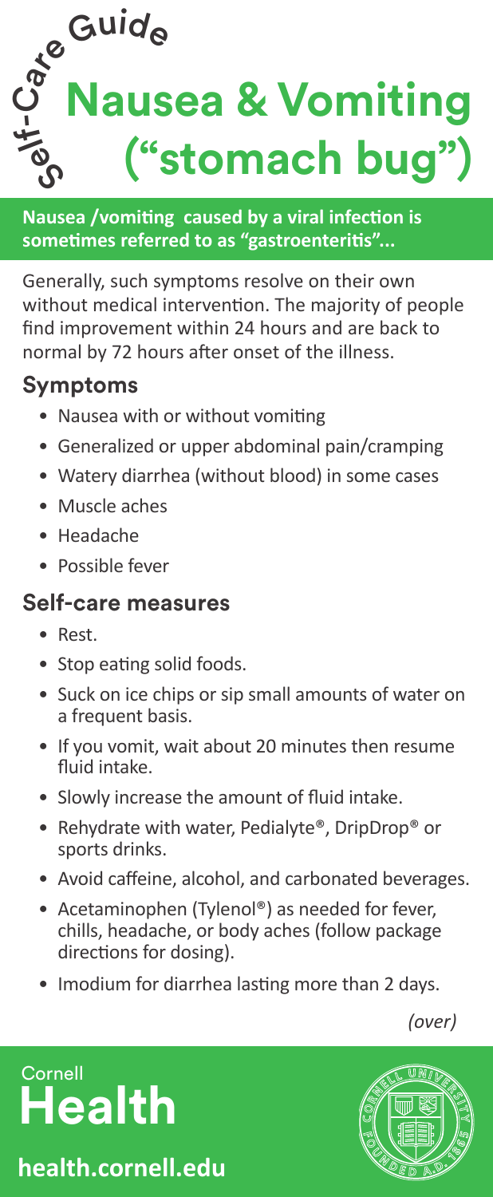Self-Care Guide

# Nausea & Vomiting ("stomach bug")

**Nausea /vomiting caused by a viral infection is sometimes referred to as "gastroenteritis"...**

Generally, such symptoms resolve on their own without medical intervention. The majority of people find improvement within 24 hours and are back to normal by 72 hours after onset of the illness.

## Symptoms

- Nausea with or without vomiting
- Generalized or upper abdominal pain/cramping
- Watery diarrhea (without blood) in some cases
- Muscle aches
- Headache
- Possible fever

## Self-care measures

- Rest.
- Stop eating solid foods.
- Suck on ice chips or sip small amounts of water on a frequent basis.
- If you vomit, wait about 20 minutes then resume fluid intake.
- Slowly increase the amount of fluid intake.
- Rehydrate with water, Pedialyte®, DripDrop® or sports drinks.
- Avoid caffeine, alcohol, and carbonated beverages.
- Acetaminophen (Tylenol®) as needed for fever, chills, headache, or body aches (follow package directions for dosing).
- Imodium for diarrhea lasting more than 2 days.

*(over)*

Cornell Health

**health.cornell.edu**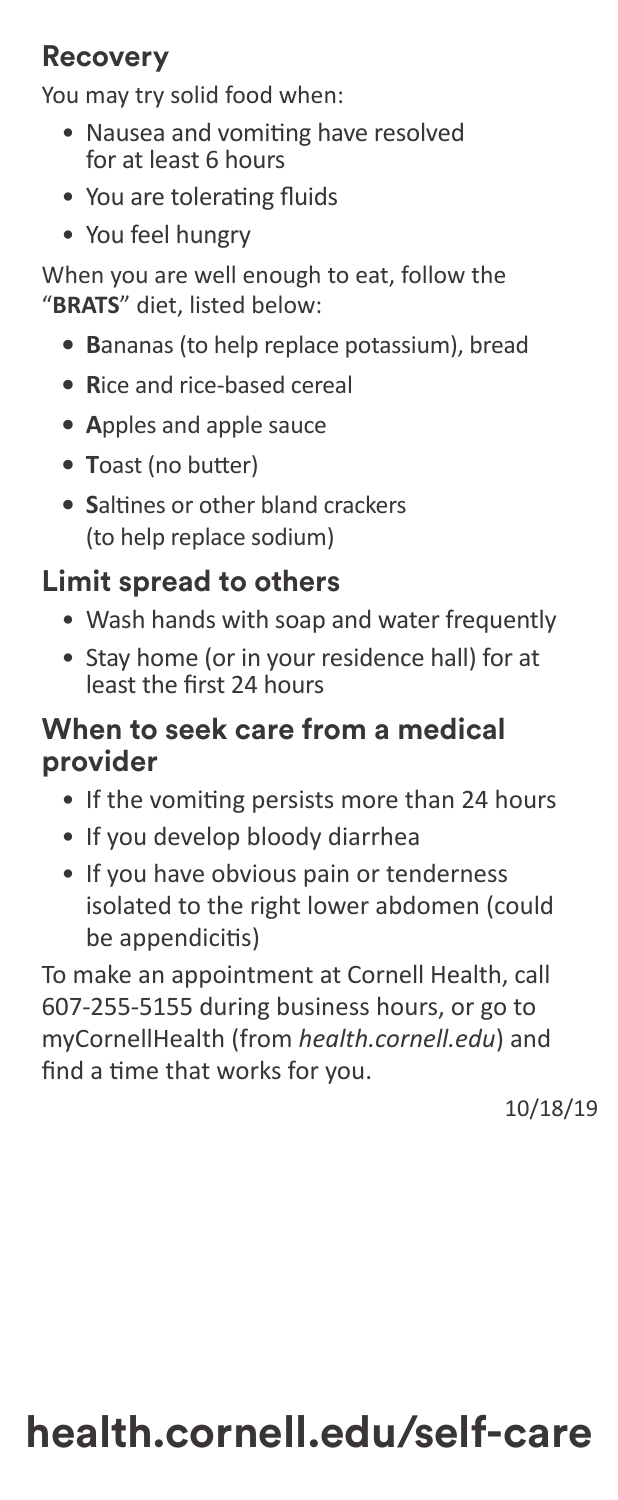## Recovery

You may try solid food when:

- Nausea and vomiting have resolved for at least 6 hours
- You are tolerating fluids
- You feel hungry

When you are well enough to eat, follow the "**BRATS**" diet, listed below:

- **B**ananas (to help replace potassium), bread
- **R**ice and rice-based cereal
- **A**pples and apple sauce
- **T**oast (no butter)
- **S**altines or other bland crackers (to help replace sodium)

## Limit spread to others

- Wash hands with soap and water frequently
- Stay home (or in your residence hall) for at least the first 24 hours

## When to seek care from a medical provider

- If the vomiting persists more than 24 hours
- If you develop bloody diarrhea
- If you have obvious pain or tenderness isolated to the right lower abdomen (could be appendicitis)

To make an appointment at Cornell Health, call 607-255-5155 during business hours, or go to myCornellHealth (from *health.cornell.edu*) and find a time that works for you.

10/18/19

**health.cornell.edu/self-care**